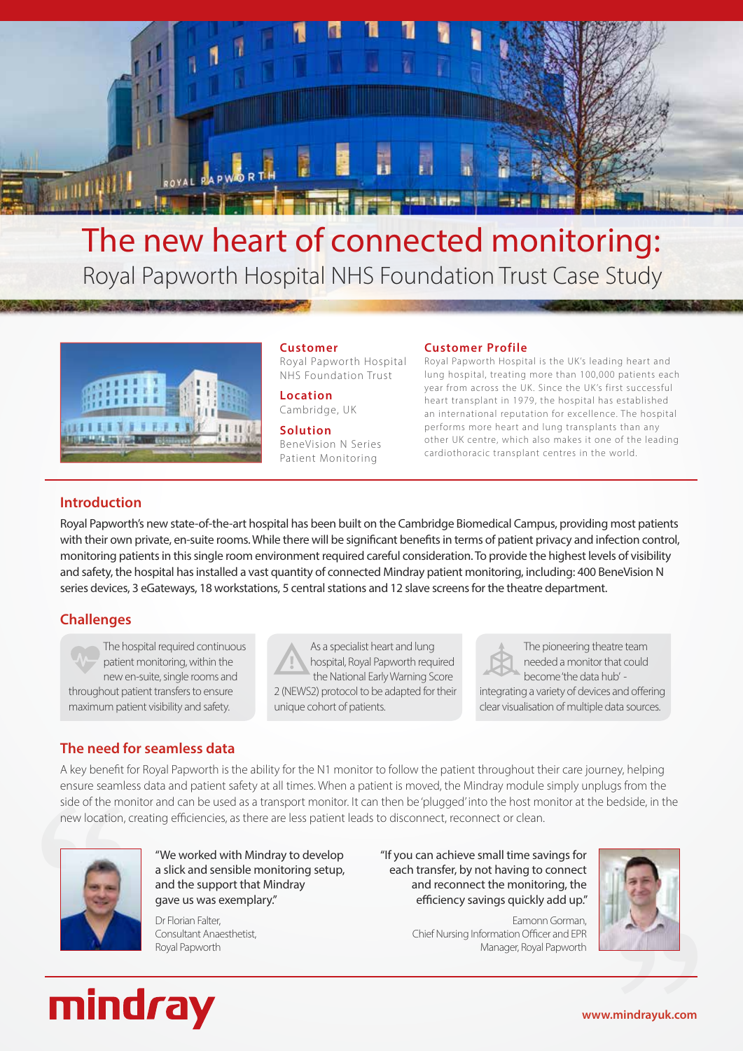# The new heart of connected monitoring:

## Royal Papworth Hospital NHS Foundation Trust Case Study

**Customer**
Royal Papworth Hospital NHS Foundation Trust

**Location**
Cambridge, UK

**Solution**
BeneVision N Series Patient Monitoring

**Customer Profile**
Royal Papworth Hospital is the UK's leading heart and lung hospital, treating more than 100,000 patients each year from across the UK. Since the UK's first successful heart transplant in 1979, the hospital has established an international reputation for excellence. The hospital performs more heart and lung transplants than any other UK centre, which also makes it one of the leading cardiothoracic transplant centres in the world.

## Introduction

Royal Papworth's new state-of-the-art hospital has been built on the Cambridge Biomedical Campus, providing most patients with their own private, en-suite rooms. While there will be significant benefits in terms of patient privacy and infection control, monitoring patients in this single room environment required careful consideration. To provide the highest levels of visibility and safety, the hospital has installed a vast quantity of connected Mindray patient monitoring, including: 400 BeneVision N series devices, 3 eGateways, 18 workstations, 5 central stations and 12 slave screens for the theatre department.

## Challenges

The hospital required continuous patient monitoring, within the new en-suite, single rooms and throughout patient transfers to ensure maximum patient visibility and safety.

As a specialist heart and lung hospital, Royal Papworth required the National Early Warning Score 2 (NEWS2) protocol to be adapted for their unique cohort of patients.

The pioneering theatre team needed a monitor that could become 'the data hub' - integrating a variety of devices and offering clear visualisation of multiple data sources.

## The need for seamless data

A key benefit for Royal Papworth is the ability for the N1 monitor to follow the patient throughout their care journey, helping ensure seamless data and patient safety at all times. When a patient is moved, the Mindray module simply unplugs from the side of the monitor and can be used as a transport monitor. It can then be 'plugged' into the host monitor at the bedside, in the new location, creating efficiencies, as there are less patient leads to disconnect, reconnect or clean.

"We worked with Mindray to develop a slick and sensible monitoring setup, and the support that Mindray gave us was exemplary."

Dr Florian Falter,
Consultant Anaesthetist,
Royal Papworth

"If you can achieve small time savings for each transfer, by not having to connect and reconnect the monitoring, the efficiency savings quickly add up."

Eamonn Gorman,
Chief Nursing Information Officer and EPR Manager, Royal Papworth

mindray

www.mindrayuk.com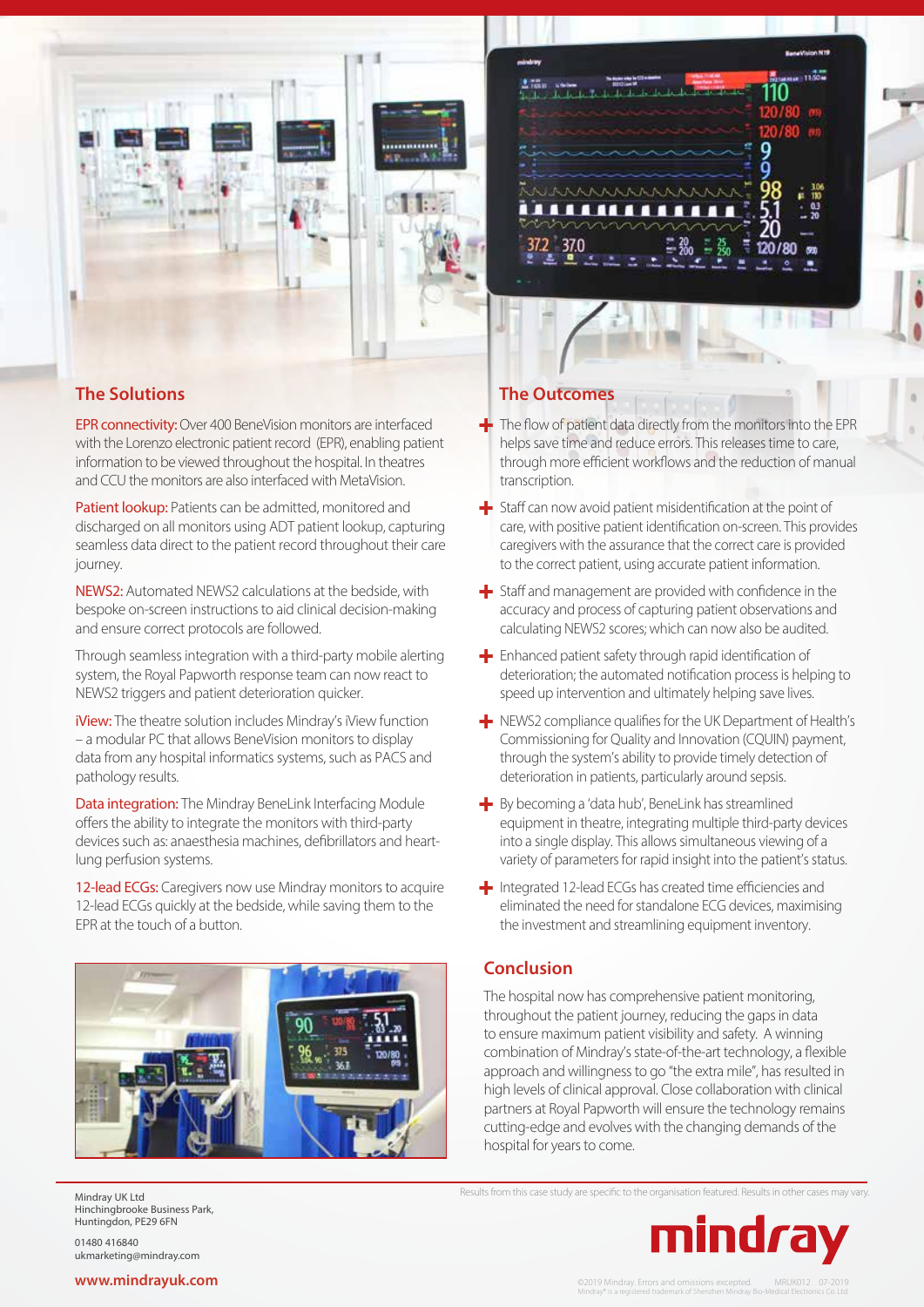## The Solutions

**EPR connectivity:** Over 400 BeneVision monitors are interfaced with the Lorenzo electronic patient record (EPR), enabling patient information to be viewed throughout the hospital. In theatres and CCU the monitors are also interfaced with MetaVision.

**Patient lookup:** Patients can be admitted, monitored and discharged on all monitors using ADT patient lookup, capturing seamless data direct to the patient record throughout their care journey.

**NEWS2:** Automated NEWS2 calculations at the bedside, with bespoke on-screen instructions to aid clinical decision-making and ensure correct protocols are followed.

Through seamless integration with a third-party mobile alerting system, the Royal Papworth response team can now react to NEWS2 triggers and patient deterioration quicker.

**iView:** The theatre solution includes Mindray's iView function – a modular PC that allows BeneVision monitors to display data from any hospital informatics systems, such as PACS and pathology results.

**Data integration:** The Mindray BeneLink Interfacing Module offers the ability to integrate the monitors with third-party devices such as: anaesthesia machines, defibrillators and heart-lung perfusion systems.

**12-lead ECGs:** Caregivers now use Mindray monitors to acquire 12-lead ECGs quickly at the bedside, while saving them to the EPR at the touch of a button.

## The Outcomes

- The flow of patient data directly from the monitors into the EPR helps save time and reduce errors. This releases time to care, through more efficient workflows and the reduction of manual transcription.
- Staff can now avoid patient misidentification at the point of care, with positive patient identification on-screen. This provides caregivers with the assurance that the correct care is provided to the correct patient, using accurate patient information.
- Staff and management are provided with confidence in the accuracy and process of capturing patient observations and calculating NEWS2 scores; which can now also be audited.
- Enhanced patient safety through rapid identification of deterioration; the automated notification process is helping to speed up intervention and ultimately helping save lives.
- NEWS2 compliance qualifies for the UK Department of Health's Commissioning for Quality and Innovation (CQUIN) payment, through the system's ability to provide timely detection of deterioration in patients, particularly around sepsis.
- By becoming a 'data hub', BeneLink has streamlined equipment in theatre, integrating multiple third-party devices into a single display. This allows simultaneous viewing of a variety of parameters for rapid insight into the patient's status.
- Integrated 12-lead ECGs has created time efficiencies and eliminated the need for standalone ECG devices, maximising the investment and streamlining equipment inventory.

## Conclusion

The hospital now has comprehensive patient monitoring, throughout the patient journey, reducing the gaps in data to ensure maximum patient visibility and safety. A winning combination of Mindray's state-of-the-art technology, a flexible approach and willingness to go "the extra mile", has resulted in high levels of clinical approval. Close collaboration with clinical partners at Royal Papworth will ensure the technology remains cutting-edge and evolves with the changing demands of the hospital for years to come.

Results from this case study are specific to the organisation featured. Results in other cases may vary.

Mindray UK Ltd
Hinchingbrooke Business Park,
Huntingdon, PE29 6FN

01480 416840
ukmarketing@mindray.com

**www.mindrayuk.com**

mindray

©2019 Mindray. Errors and omissions excepted. MRUK012 07-2019
Mindray® is a registered trademark of Shenzhen Mindray Bio-Medical Electronics Co. Ltd.